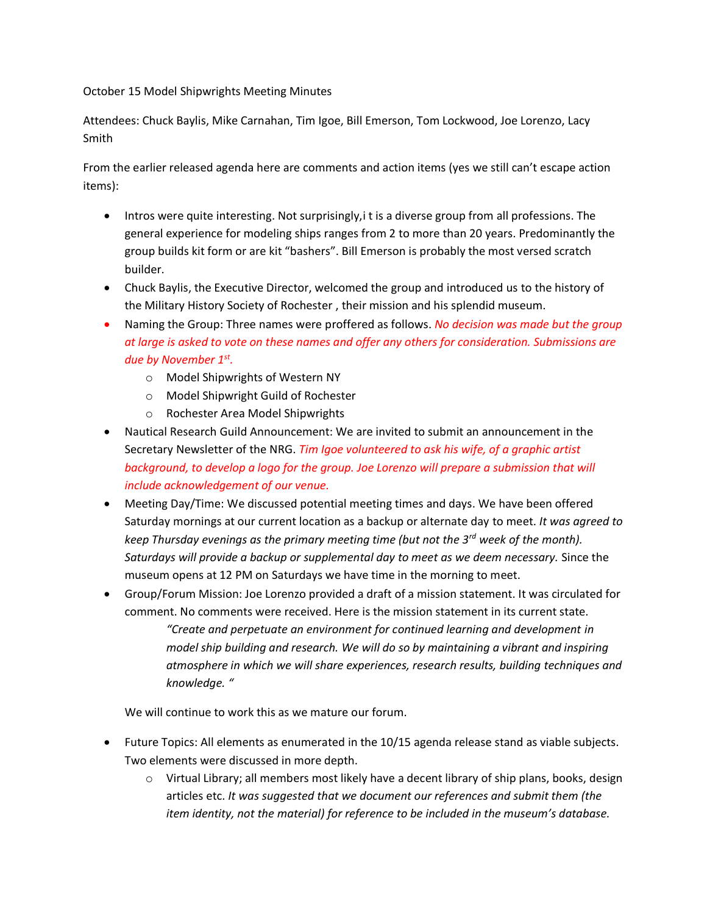October 15 Model Shipwrights Meeting Minutes

Attendees: Chuck Baylis, Mike Carnahan, Tim Igoe, Bill Emerson, Tom Lockwood, Joe Lorenzo, Lacy Smith

From the earlier released agenda here are comments and action items (yes we still can't escape action items):

- Intros were quite interesting. Not surprisingly,i t is a diverse group from all professions. The general experience for modeling ships ranges from 2 to more than 20 years. Predominantly the group builds kit form or are kit "bashers". Bill Emerson is probably the most versed scratch builder.
- Chuck Baylis, the Executive Director, welcomed the group and introduced us to the history of the Military History Society of Rochester , their mission and his splendid museum.
- Naming the Group: Three names were proffered as follows. *No decision was made but the group at large is asked to vote on these names and offer any others for consideration. Submissions are due by November 1st.*
  - Model Shipwrights of Western NY
  - Model Shipwright Guild of Rochester
  - Rochester Area Model Shipwrights
- Nautical Research Guild Announcement: We are invited to submit an announcement in the Secretary Newsletter of the NRG. *Tim Igoe volunteered to ask his wife, of a graphic artist background, to develop a logo for the group. Joe Lorenzo will prepare a submission that will include acknowledgement of our venue.*
- Meeting Day/Time: We discussed potential meeting times and days. We have been offered Saturday mornings at our current location as a backup or alternate day to meet. *It was agreed to keep Thursday evenings as the primary meeting time (but not the 3rd week of the month). Saturdays will provide a backup or supplemental day to meet as we deem necessary.* Since the museum opens at 12 PM on Saturdays we have time in the morning to meet.
- Group/Forum Mission: Joe Lorenzo provided a draft of a mission statement. It was circulated for comment. No comments were received. Here is the mission statement in its current state.

  > *"Create and perpetuate an environment for continued learning and development in model ship building and research. We will do so by maintaining a vibrant and inspiring atmosphere in which we will share experiences, research results, building techniques and knowledge. "*

  We will continue to work this as we mature our forum.

- Future Topics: All elements as enumerated in the 10/15 agenda release stand as viable subjects. Two elements were discussed in more depth.
  - Virtual Library; all members most likely have a decent library of ship plans, books, design articles etc. *It was suggested that we document our references and submit them (the item identity, not the material) for reference to be included in the museum's database.*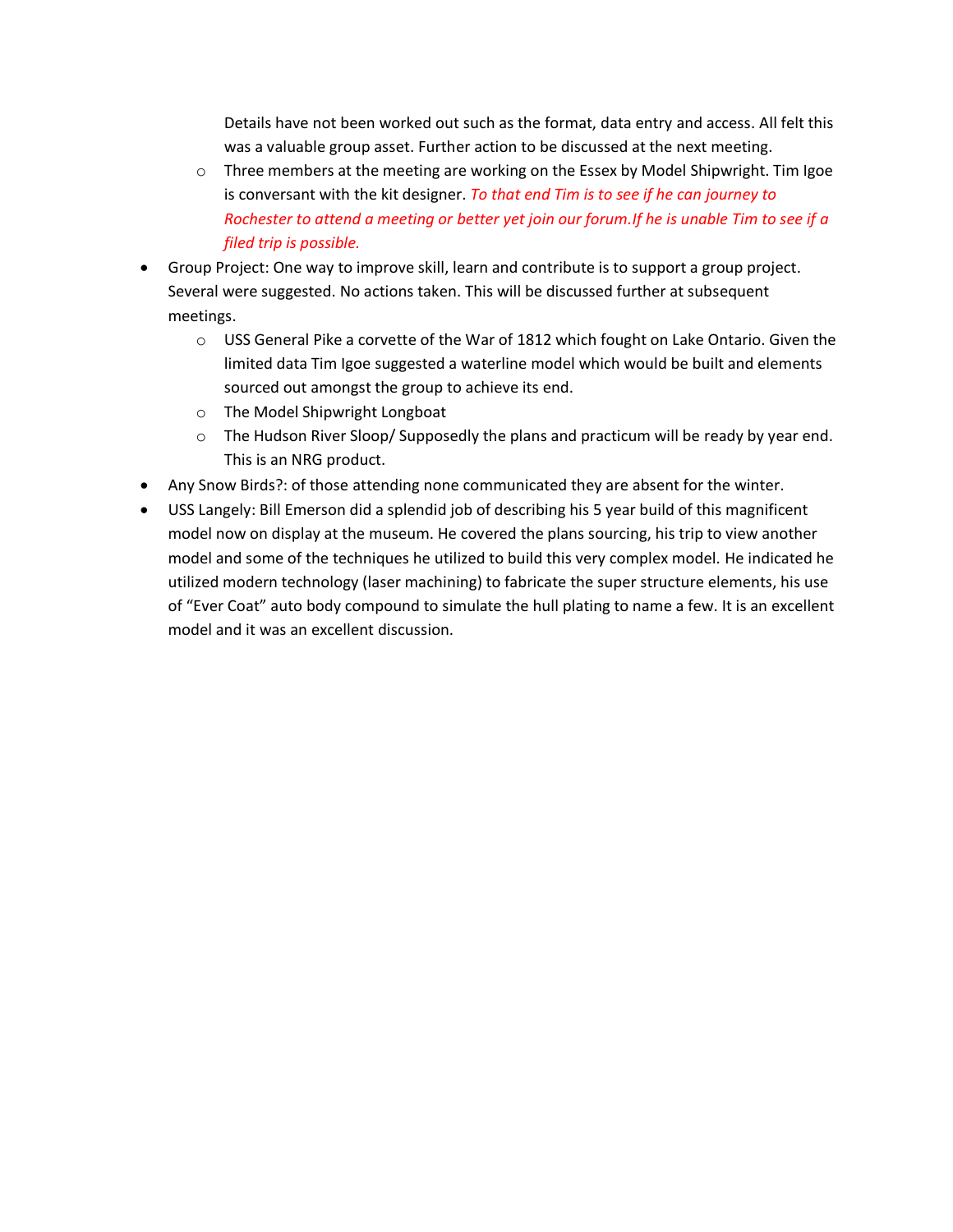Details have not been worked out such as the format, data entry and access. All felt this was a valuable group asset. Further action to be discussed at the next meeting.
  - Three members at the meeting are working on the Essex by Model Shipwright. Tim Igoe is conversant with the kit designer. *To that end Tim is to see if he can journey to Rochester to attend a meeting or better yet join our forum.If he is unable Tim to see if a filed trip is possible.*
- Group Project: One way to improve skill, learn and contribute is to support a group project. Several were suggested. No actions taken. This will be discussed further at subsequent meetings.
  - USS General Pike a corvette of the War of 1812 which fought on Lake Ontario. Given the limited data Tim Igoe suggested a waterline model which would be built and elements sourced out amongst the group to achieve its end.
  - The Model Shipwright Longboat
  - The Hudson River Sloop/ Supposedly the plans and practicum will be ready by year end. This is an NRG product.
- Any Snow Birds?: of those attending none communicated they are absent for the winter.
- USS Langely: Bill Emerson did a splendid job of describing his 5 year build of this magnificent model now on display at the museum. He covered the plans sourcing, his trip to view another model and some of the techniques he utilized to build this very complex model. He indicated he utilized modern technology (laser machining) to fabricate the super structure elements, his use of "Ever Coat" auto body compound to simulate the hull plating to name a few. It is an excellent model and it was an excellent discussion.